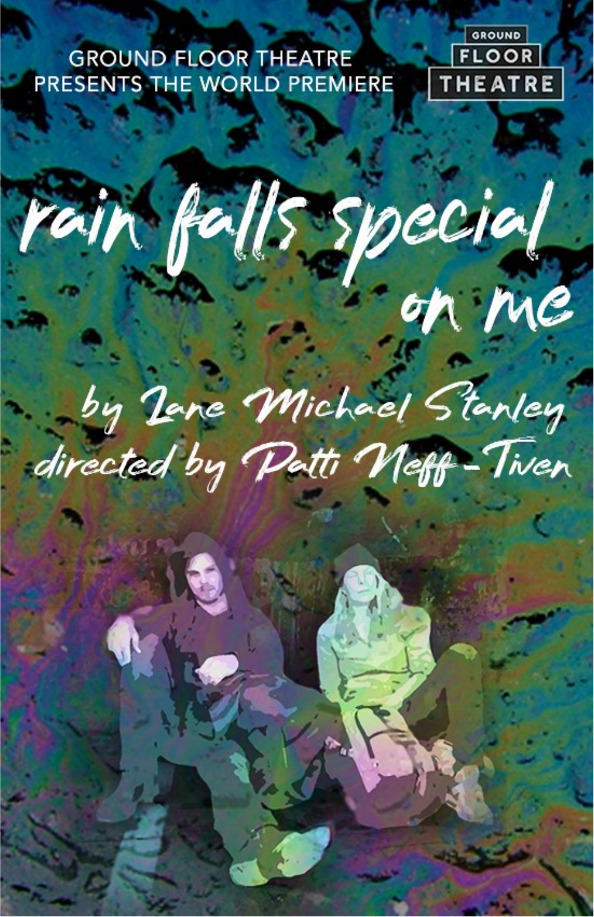GROUND FLOOR THEATRE
PRESENTS THE WORLD PREMIERE

GROUND FLOOR THEATRE

# rain falls special on me

by Zane Michael Stanley

directed by Patti Neff-Tiven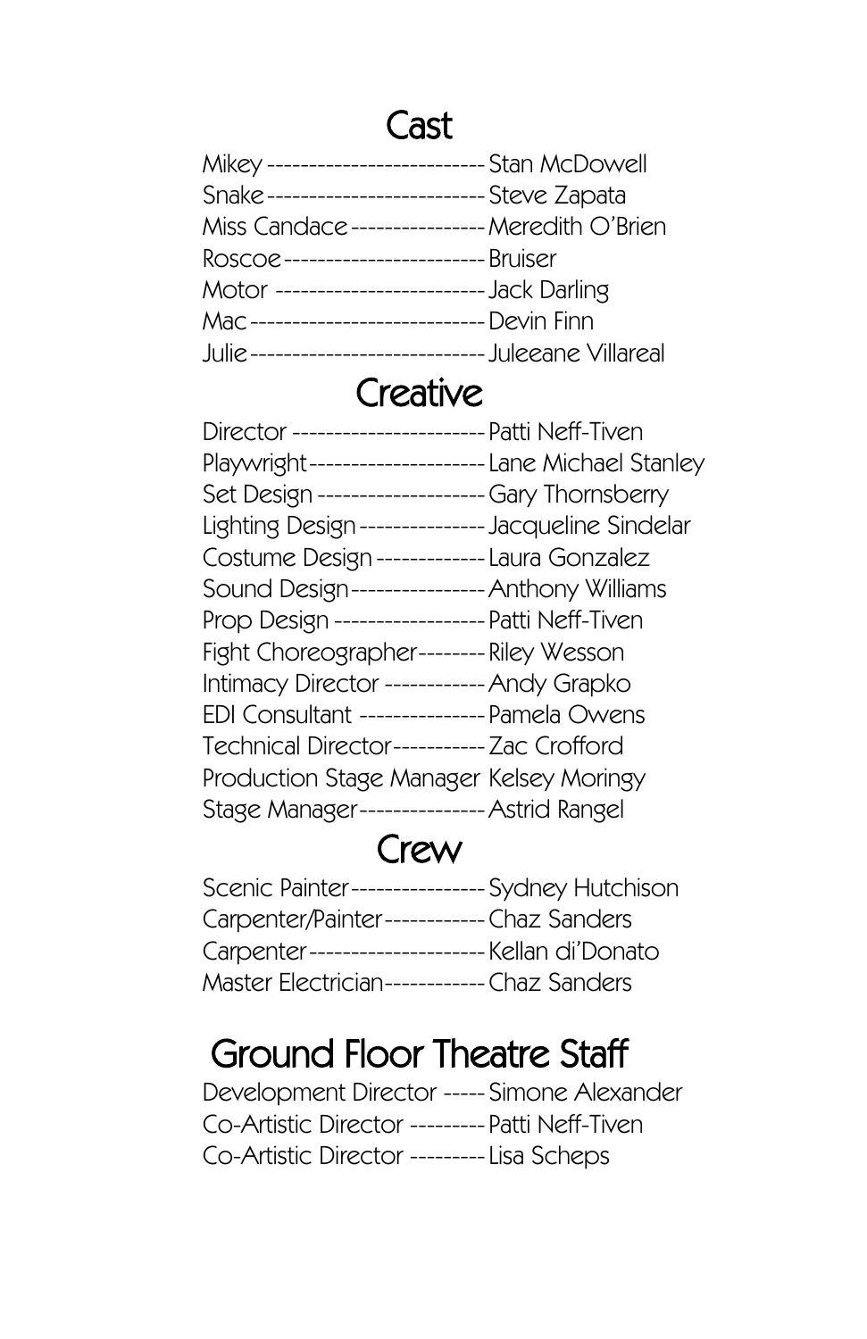## Cast

| Role | Name |
|---|---|
| Mikey | Stan McDowell |
| Snake | Steve Zapata |
| Miss Candace | Meredith O'Brien |
| Roscoe | Bruiser |
| Motor | Jack Darling |
| Mac | Devin Finn |
| Julie | Juleeane Villareal |

## Creative

| Role | Name |
|---|---|
| Director | Patti Neff-Tiven |
| Playwright | Lane Michael Stanley |
| Set Design | Gary Thornsberry |
| Lighting Design | Jacqueline Sindelar |
| Costume Design | Laura Gonzalez |
| Sound Design | Anthony Williams |
| Prop Design | Patti Neff-Tiven |
| Fight Choreographer | Riley Wesson |
| Intimacy Director | Andy Grapko |
| EDI Consultant | Pamela Owens |
| Technical Director | Zac Crofford |
| Production Stage Manager | Kelsey Moringy |
| Stage Manager | Astrid Rangel |

## Crew

| Role | Name |
|---|---|
| Scenic Painter | Sydney Hutchison |
| Carpenter/Painter | Chaz Sanders |
| Carpenter | Kellan di'Donato |
| Master Electrician | Chaz Sanders |

## Ground Floor Theatre Staff

| Role | Name |
|---|---|
| Development Director | Simone Alexander |
| Co-Artistic Director | Patti Neff-Tiven |
| Co-Artistic Director | Lisa Scheps |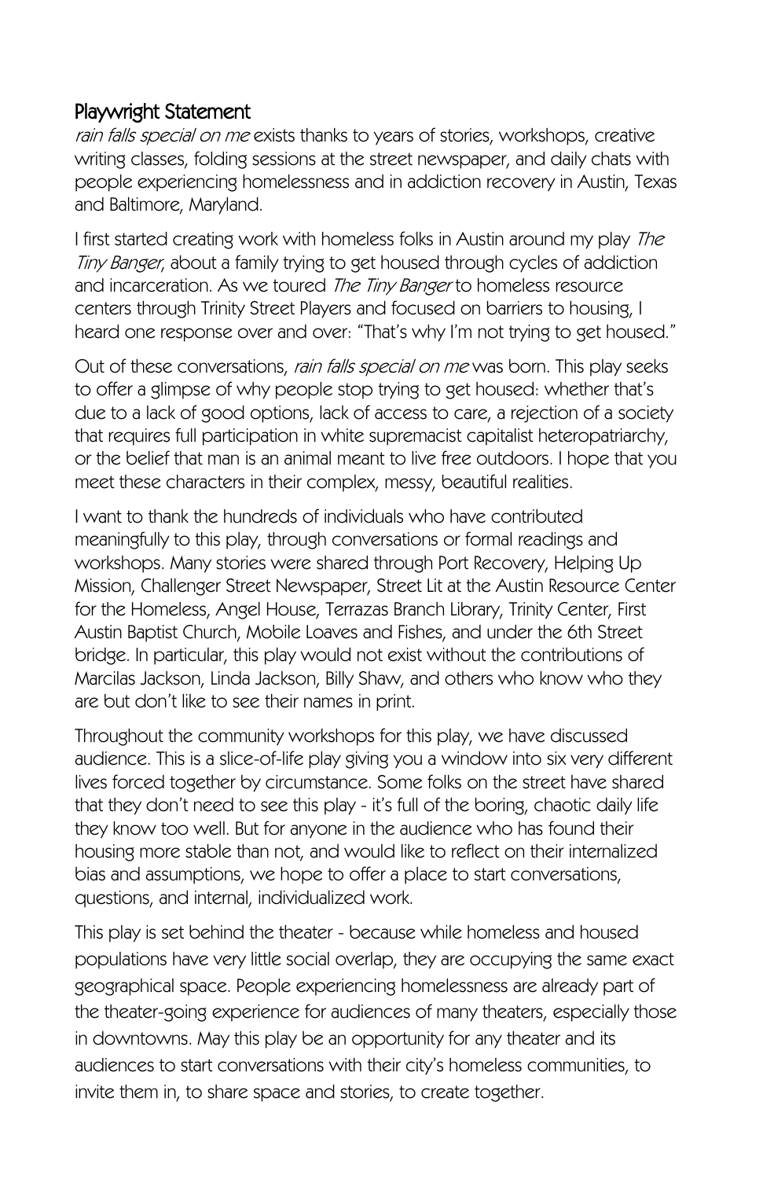## Playwright Statement

*rain falls special on me* exists thanks to years of stories, workshops, creative writing classes, folding sessions at the street newspaper, and daily chats with people experiencing homelessness and in addiction recovery in Austin, Texas and Baltimore, Maryland.

I first started creating work with homeless folks in Austin around my play *The Tiny Banger*, about a family trying to get housed through cycles of addiction and incarceration. As we toured *The Tiny Banger* to homeless resource centers through Trinity Street Players and focused on barriers to housing, I heard one response over and over: "That's why I'm not trying to get housed."

Out of these conversations, *rain falls special on me* was born. This play seeks to offer a glimpse of why people stop trying to get housed: whether that's due to a lack of good options, lack of access to care, a rejection of a society that requires full participation in white supremacist capitalist heteropatriarchy, or the belief that man is an animal meant to live free outdoors. I hope that you meet these characters in their complex, messy, beautiful realities.

I want to thank the hundreds of individuals who have contributed meaningfully to this play, through conversations or formal readings and workshops. Many stories were shared through Port Recovery, Helping Up Mission, Challenger Street Newspaper, Street Lit at the Austin Resource Center for the Homeless, Angel House, Terrazas Branch Library, Trinity Center, First Austin Baptist Church, Mobile Loaves and Fishes, and under the 6th Street bridge. In particular, this play would not exist without the contributions of Marcilas Jackson, Linda Jackson, Billy Shaw, and others who know who they are but don't like to see their names in print.

Throughout the community workshops for this play, we have discussed audience. This is a slice-of-life play giving you a window into six very different lives forced together by circumstance. Some folks on the street have shared that they don't need to see this play - it's full of the boring, chaotic daily life they know too well. But for anyone in the audience who has found their housing more stable than not, and would like to reflect on their internalized bias and assumptions, we hope to offer a place to start conversations, questions, and internal, individualized work.

This play is set behind the theater - because while homeless and housed populations have very little social overlap, they are occupying the same exact geographical space. People experiencing homelessness are already part of the theater-going experience for audiences of many theaters, especially those in downtowns. May this play be an opportunity for any theater and its audiences to start conversations with their city's homeless communities, to invite them in, to share space and stories, to create together.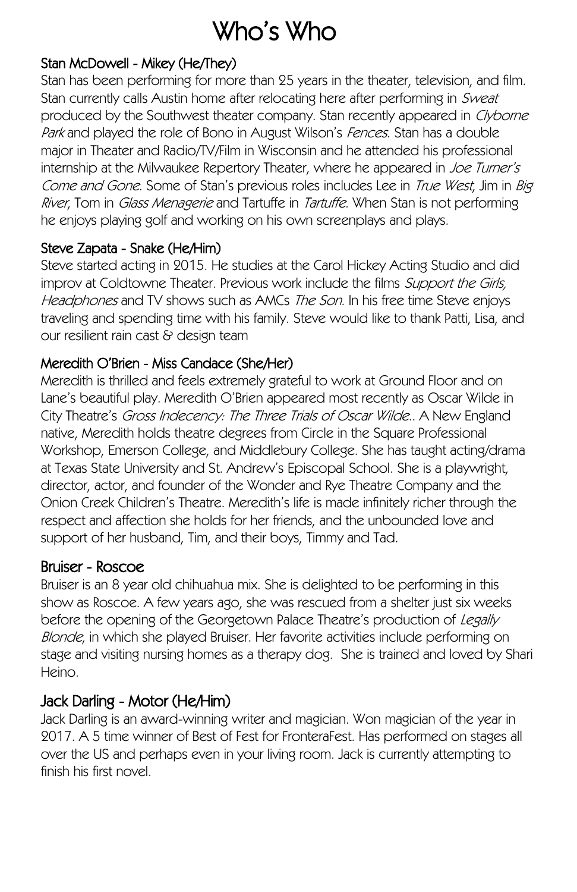# Who's Who

### Stan McDowell - Mikey (He/They)

Stan has been performing for more than 25 years in the theater, television, and film. Stan currently calls Austin home after relocating here after performing in *Sweat* produced by the Southwest theater company. Stan recently appeared in *Clyborne Park* and played the role of Bono in August Wilson's *Fences*. Stan has a double major in Theater and Radio/TV/Film in Wisconsin and he attended his professional internship at the Milwaukee Repertory Theater, where he appeared in *Joe Turner's Come and Gone*. Some of Stan's previous roles includes Lee in *True West*, Jim in *Big River*, Tom in *Glass Menagerie* and Tartuffe in *Tartuffe*. When Stan is not performing he enjoys playing golf and working on his own screenplays and plays.

### Steve Zapata - Snake (He/Him)

Steve started acting in 2015. He studies at the Carol Hickey Acting Studio and did improv at Coldtowne Theater. Previous work include the films *Support the Girls, Headphones* and TV shows such as AMCs *The Son.* In his free time Steve enjoys traveling and spending time with his family. Steve would like to thank Patti, Lisa, and our resilient rain cast & design team

### Meredith O'Brien - Miss Candace (She/Her)

Meredith is thrilled and feels extremely grateful to work at Ground Floor and on Lane's beautiful play. Meredith O'Brien appeared most recently as Oscar Wilde in City Theatre's *Gross Indecency: The Three Trials of Oscar Wilde.*. A New England native, Meredith holds theatre degrees from Circle in the Square Professional Workshop, Emerson College, and Middlebury College. She has taught acting/drama at Texas State University and St. Andrew's Episcopal School. She is a playwright, director, actor, and founder of the Wonder and Rye Theatre Company and the Onion Creek Children's Theatre. Meredith's life is made infinitely richer through the respect and affection she holds for her friends, and the unbounded love and support of her husband, Tim, and their boys, Timmy and Tad.

### Bruiser - Roscoe

Bruiser is an 8 year old chihuahua mix. She is delighted to be performing in this show as Roscoe. A few years ago, she was rescued from a shelter just six weeks before the opening of the Georgetown Palace Theatre's production of *Legally Blonde*, in which she played Bruiser. Her favorite activities include performing on stage and visiting nursing homes as a therapy dog. She is trained and loved by Shari Heino.

### Jack Darling - Motor (He/Him)

Jack Darling is an award-winning writer and magician. Won magician of the year in 2017. A 5 time winner of Best of Fest for FronteraFest. Has performed on stages all over the US and perhaps even in your living room. Jack is currently attempting to finish his first novel.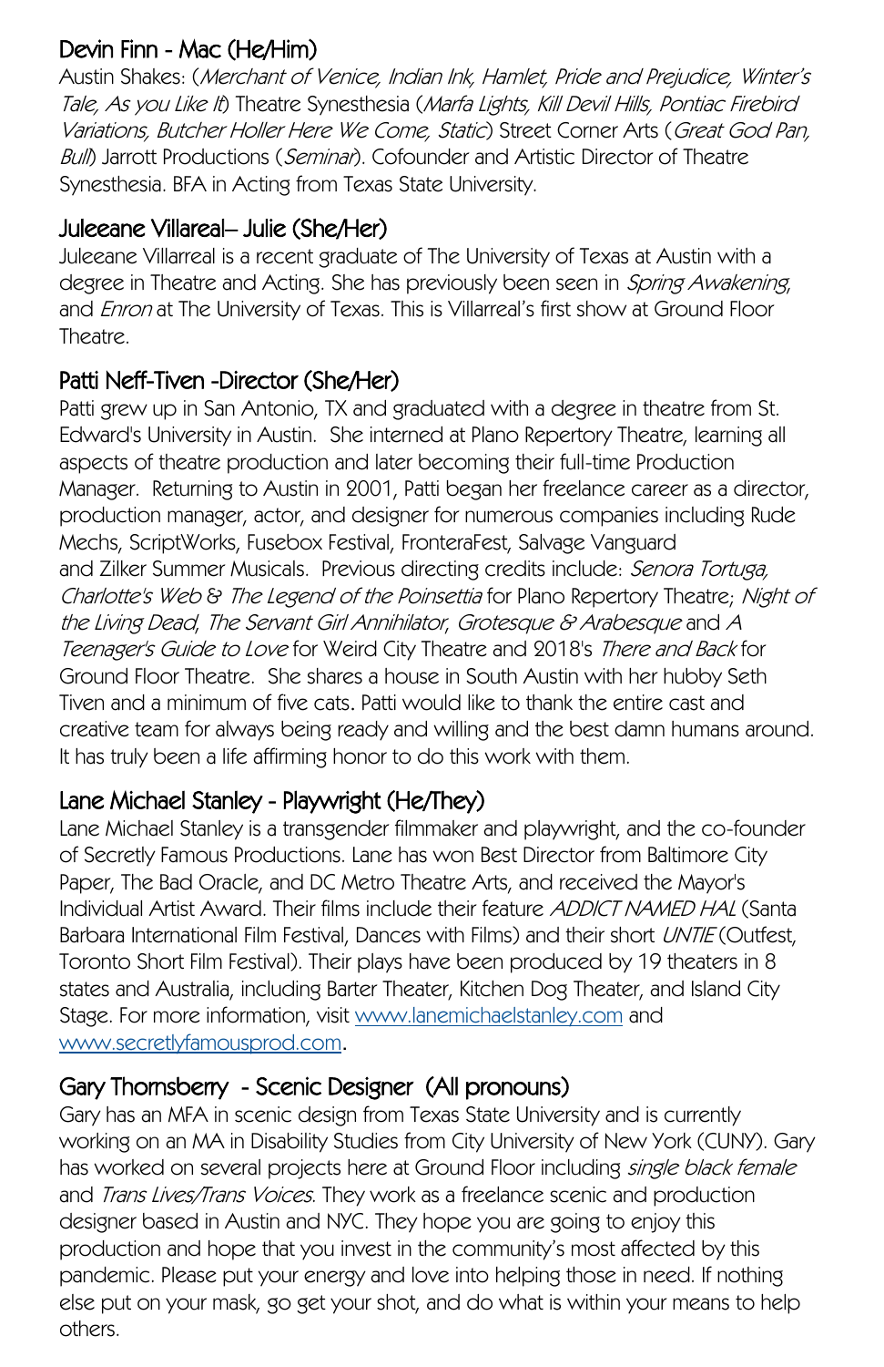## Devin Finn - Mac (He/Him)

Austin Shakes: (*Merchant of Venice, Indian Ink, Hamlet, Pride and Prejudice, Winter's Tale, As you Like It*) Theatre Synesthesia (*Marfa Lights, Kill Devil Hills, Pontiac Firebird Variations, Butcher Holler Here We Come, Static*) Street Corner Arts (*Great God Pan, Bull*) Jarrott Productions (*Seminar*). Cofounder and Artistic Director of Theatre Synesthesia. BFA in Acting from Texas State University.

## Juleeane Villareal– Julie (She/Her)

Juleeane Villarreal is a recent graduate of The University of Texas at Austin with a degree in Theatre and Acting. She has previously been seen in *Spring Awakening*, and *Enron* at The University of Texas. This is Villarreal's first show at Ground Floor Theatre.

## Patti Neff-Tiven -Director (She/Her)

Patti grew up in San Antonio, TX and graduated with a degree in theatre from St. Edward's University in Austin. She interned at Plano Repertory Theatre, learning all aspects of theatre production and later becoming their full-time Production Manager. Returning to Austin in 2001, Patti began her freelance career as a director, production manager, actor, and designer for numerous companies including Rude Mechs, ScriptWorks, Fusebox Festival, FronteraFest, Salvage Vanguard and Zilker Summer Musicals. Previous directing credits include: *Senora Tortuga, Charlotte's Web & The Legend of the Poinsettia* for Plano Repertory Theatre; *Night of the Living Dead*, *The Servant Girl Annihilator*, *Grotesque & Arabesque* and *A Teenager's Guide to Love* for Weird City Theatre and 2018's *There and Back* for Ground Floor Theatre. She shares a house in South Austin with her hubby Seth Tiven and a minimum of five cats. Patti would like to thank the entire cast and creative team for always being ready and willing and the best damn humans around. It has truly been a life affirming honor to do this work with them.

## Lane Michael Stanley - Playwright (He/They)

Lane Michael Stanley is a transgender filmmaker and playwright, and the co-founder of Secretly Famous Productions. Lane has won Best Director from Baltimore City Paper, The Bad Oracle, and DC Metro Theatre Arts, and received the Mayor's Individual Artist Award. Their films include their feature *ADDICT NAMED HAL* (Santa Barbara International Film Festival, Dances with Films) and their short *UNTIE* (Outfest, Toronto Short Film Festival). Their plays have been produced by 19 theaters in 8 states and Australia, including Barter Theater, Kitchen Dog Theater, and Island City Stage. For more information, visit [www.lanemichaelstanley.com](http://www.lanemichaelstanley.com) and [www.secretlyfamousprod.com](http://www.secretlyfamousprod.com).

## Gary Thornsberry - Scenic Designer (All pronouns)

Gary has an MFA in scenic design from Texas State University and is currently working on an MA in Disability Studies from City University of New York (CUNY). Gary has worked on several projects here at Ground Floor including *single black female* and *Trans Lives/Trans Voices*. They work as a freelance scenic and production designer based in Austin and NYC. They hope you are going to enjoy this production and hope that you invest in the community's most affected by this pandemic. Please put your energy and love into helping those in need. If nothing else put on your mask, go get your shot, and do what is within your means to help others.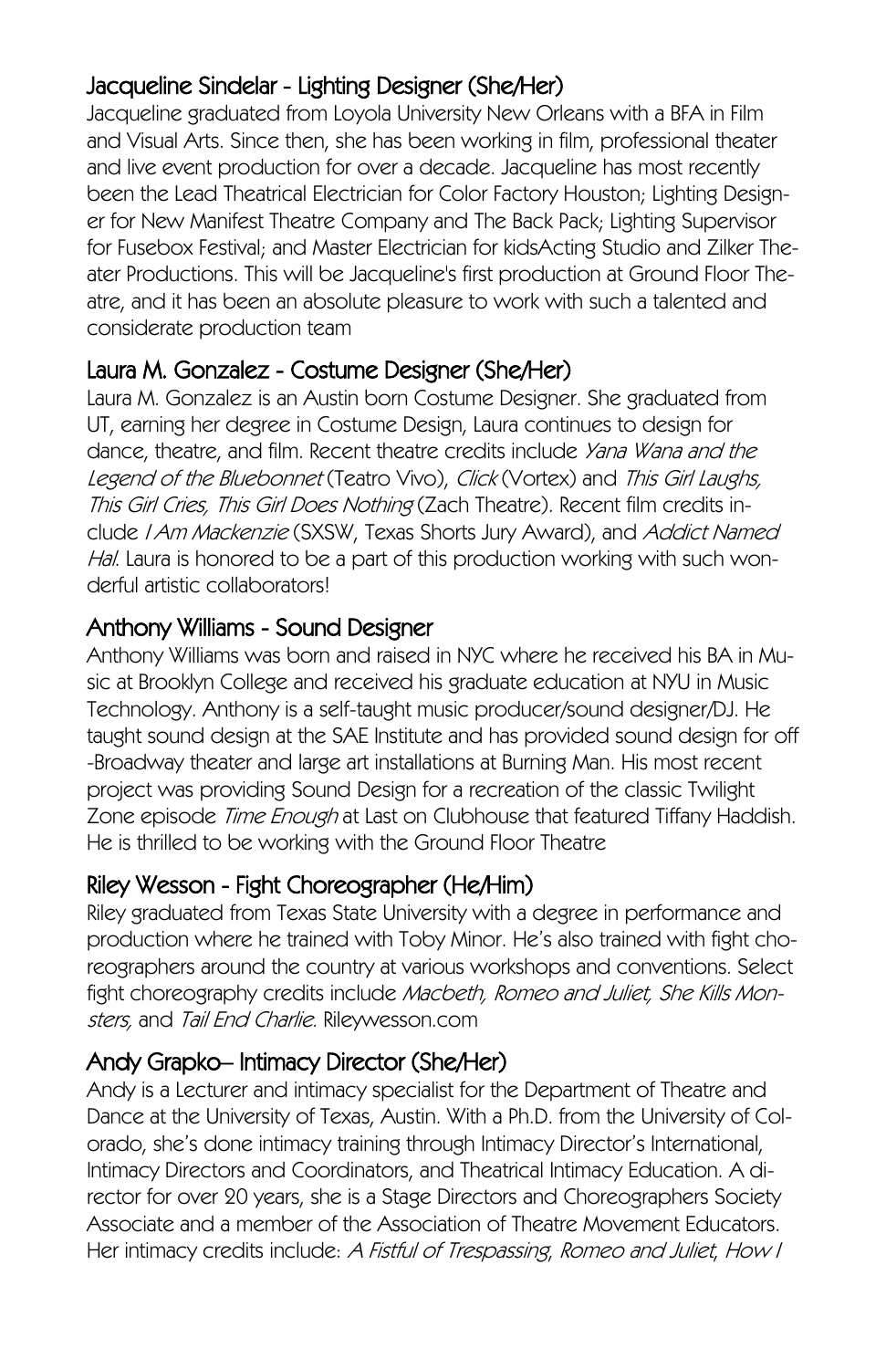### Jacqueline Sindelar - Lighting Designer (She/Her)

Jacqueline graduated from Loyola University New Orleans with a BFA in Film and Visual Arts. Since then, she has been working in film, professional theater and live event production for over a decade. Jacqueline has most recently been the Lead Theatrical Electrician for Color Factory Houston; Lighting Designer for New Manifest Theatre Company and The Back Pack; Lighting Supervisor for Fusebox Festival; and Master Electrician for kidsActing Studio and Zilker Theater Productions. This will be Jacqueline's first production at Ground Floor Theatre, and it has been an absolute pleasure to work with such a talented and considerate production team

### Laura M. Gonzalez - Costume Designer (She/Her)

Laura M. Gonzalez is an Austin born Costume Designer. She graduated from UT, earning her degree in Costume Design, Laura continues to design for dance, theatre, and film. Recent theatre credits include *Yana Wana and the Legend of the Bluebonnet* (Teatro Vivo), *Click* (Vortex) and *This Girl Laughs, This Girl Cries, This Girl Does Nothing* (Zach Theatre). Recent film credits include *I Am Mackenzie* (SXSW, Texas Shorts Jury Award), and *Addict Named Hal*. Laura is honored to be a part of this production working with such wonderful artistic collaborators!

### Anthony Williams - Sound Designer

Anthony Williams was born and raised in NYC where he received his BA in Music at Brooklyn College and received his graduate education at NYU in Music Technology. Anthony is a self-taught music producer/sound designer/DJ. He taught sound design at the SAE Institute and has provided sound design for off-Broadway theater and large art installations at Burning Man. His most recent project was providing Sound Design for a recreation of the classic Twilight Zone episode *Time Enough* at Last on Clubhouse that featured Tiffany Haddish. He is thrilled to be working with the Ground Floor Theatre

### Riley Wesson - Fight Choreographer (He/Him)

Riley graduated from Texas State University with a degree in performance and production where he trained with Toby Minor. He's also trained with fight choreographers around the country at various workshops and conventions. Select fight choreography credits include *Macbeth, Romeo and Juliet, She Kills Monsters,* and *Tail End Charlie.* Rileywesson.com

### Andy Grapko– Intimacy Director (She/Her)

Andy is a Lecturer and intimacy specialist for the Department of Theatre and Dance at the University of Texas, Austin. With a Ph.D. from the University of Colorado, she's done intimacy training through Intimacy Director's International, Intimacy Directors and Coordinators, and Theatrical Intimacy Education. A director for over 20 years, she is a Stage Directors and Choreographers Society Associate and a member of the Association of Theatre Movement Educators. Her intimacy credits include: *A Fistful of Trespassing*, *Romeo and Juliet*, *How I*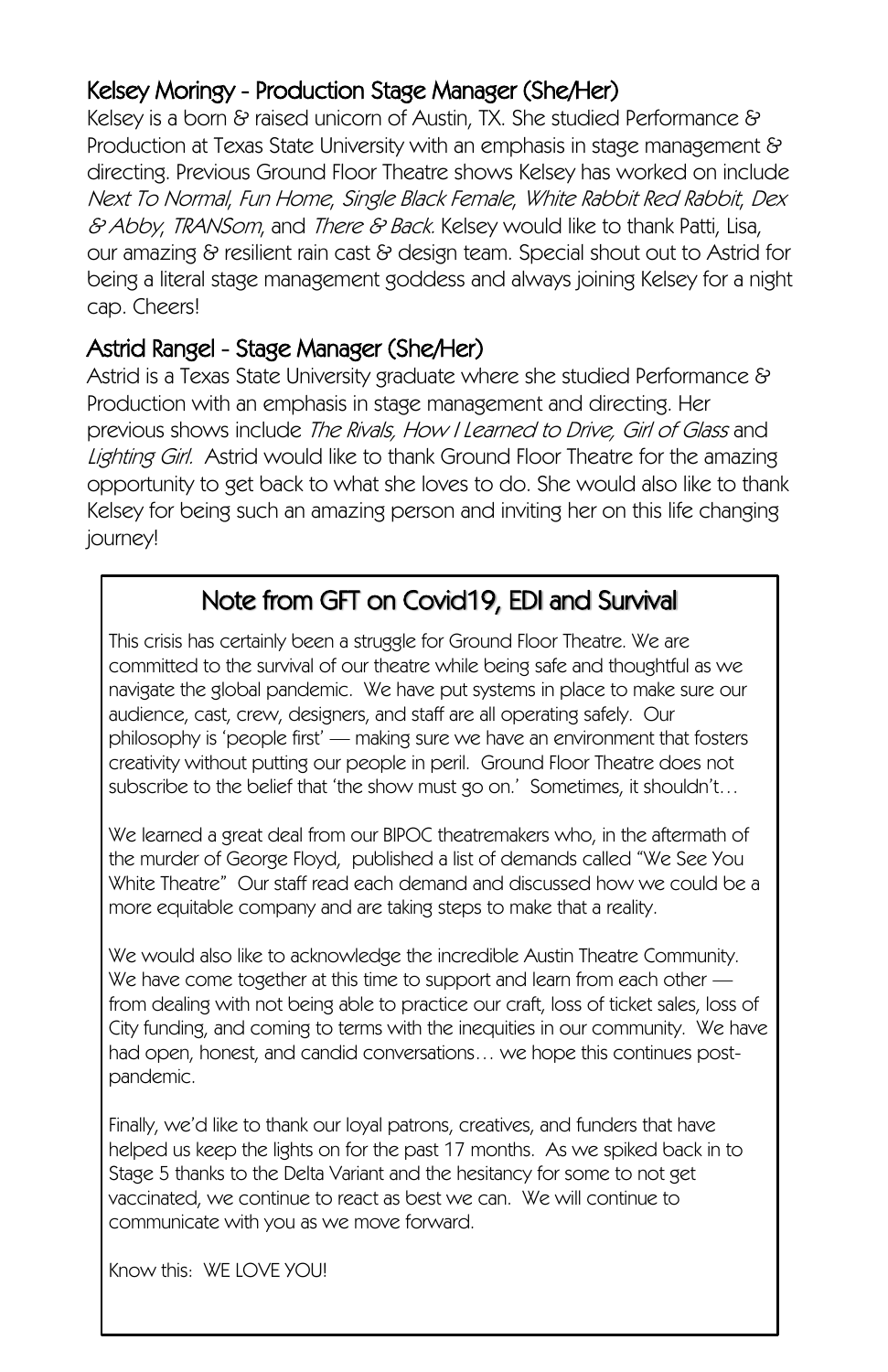### Kelsey Moringy - Production Stage Manager (She/Her)

Kelsey is a born & raised unicorn of Austin, TX. She studied Performance & Production at Texas State University with an emphasis in stage management & directing. Previous Ground Floor Theatre shows Kelsey has worked on include *Next To Normal*, *Fun Home*, *Single Black Female*, *White Rabbit Red Rabbit*, *Dex & Abby*, *TRANSom*, and *There & Back.* Kelsey would like to thank Patti, Lisa, our amazing & resilient rain cast & design team. Special shout out to Astrid for being a literal stage management goddess and always joining Kelsey for a night cap. Cheers!

### Astrid Rangel - Stage Manager (She/Her)

Astrid is a Texas State University graduate where she studied Performance & Production with an emphasis in stage management and directing. Her previous shows include *The Rivals, How I Learned to Drive, Girl of Glass* and *Lighting Girl.* Astrid would like to thank Ground Floor Theatre for the amazing opportunity to get back to what she loves to do. She would also like to thank Kelsey for being such an amazing person and inviting her on this life changing journey!

## Note from GFT on Covid19, EDI and Survival

This crisis has certainly been a struggle for Ground Floor Theatre. We are committed to the survival of our theatre while being safe and thoughtful as we navigate the global pandemic. We have put systems in place to make sure our audience, cast, crew, designers, and staff are all operating safely. Our philosophy is 'people first' — making sure we have an environment that fosters creativity without putting our people in peril. Ground Floor Theatre does not subscribe to the belief that 'the show must go on.' Sometimes, it shouldn't…

We learned a great deal from our BIPOC theatremakers who, in the aftermath of the murder of George Floyd, published a list of demands called "We See You White Theatre" Our staff read each demand and discussed how we could be a more equitable company and are taking steps to make that a reality.

We would also like to acknowledge the incredible Austin Theatre Community. We have come together at this time to support and learn from each other — from dealing with not being able to practice our craft, loss of ticket sales, loss of City funding, and coming to terms with the inequities in our community. We have had open, honest, and candid conversations… we hope this continues post-pandemic.

Finally, we'd like to thank our loyal patrons, creatives, and funders that have helped us keep the lights on for the past 17 months. As we spiked back in to Stage 5 thanks to the Delta Variant and the hesitancy for some to not get vaccinated, we continue to react as best we can. We will continue to communicate with you as we move forward.

Know this: WE LOVE YOU!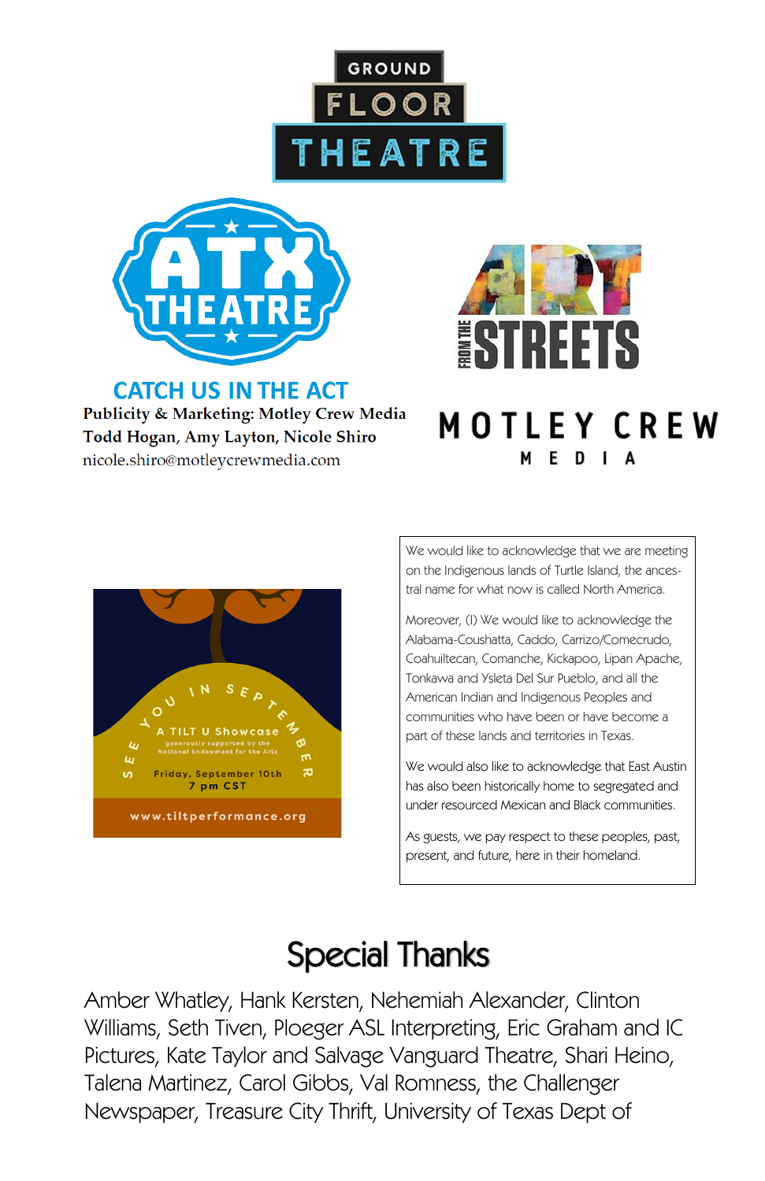GROUND FLOOR THEATRE

ATX THEATRE

CATCH US IN THE ACT

**Publicity & Marketing: Motley Crew Media**
**Todd Hogan, Amy Layton, Nicole Shiro**
nicole.shiro@motleycrewmedia.com

ART FROM THE STREETS

MOTLEY CREW MEDIA

SEE YOU IN SEPTEMBER

A TILT U Showcase
generously supported by the National Endowment for the Arts

Friday, September 10th
7 pm CST

www.tiltperformance.org

We would like to acknowledge that we are meeting on the Indigenous lands of Turtle Island, the ancestral name for what now is called North America.

Moreover, (I) We would like to acknowledge the Alabama-Coushatta, Caddo, Carrizo/Comecrudo, Coahuiltecan, Comanche, Kickapoo, Lipan Apache, Tonkawa and Ysleta Del Sur Pueblo, and all the American Indian and Indigenous Peoples and communities who have been or have become a part of these lands and territories in Texas.

We would also like to acknowledge that East Austin has also been historically home to segregated and under resourced Mexican and Black communities.

As guests, we pay respect to these peoples, past, present, and future, here in their homeland.

## Special Thanks

Amber Whatley, Hank Kersten, Nehemiah Alexander, Clinton Williams, Seth Tiven, Ploeger ASL Interpreting, Eric Graham and IC Pictures, Kate Taylor and Salvage Vanguard Theatre, Shari Heino, Talena Martinez, Carol Gibbs, Val Romness, the Challenger Newspaper, Treasure City Thrift, University of Texas Dept of